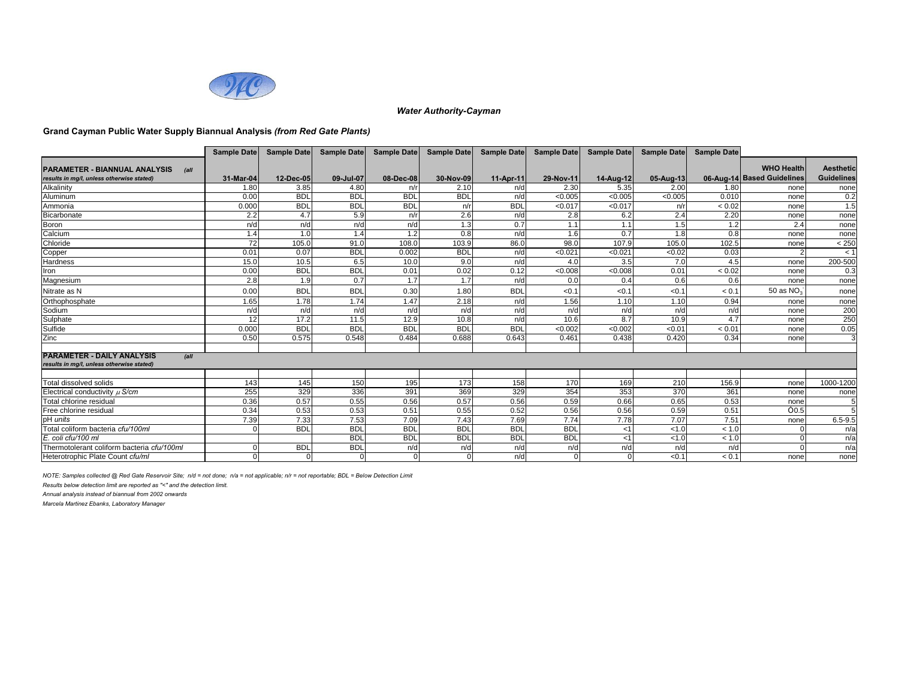*Water Authority-Cayman*

## Grand Cayman Public Water Supply Biannual Analysis *(from Red Gate Plants)*

| | Sample Date | Sample Date | Sample Date | Sample Date | Sample Date | Sample Date | Sample Date | Sample Date | Sample Date | Sample Date | | |
|---|---|---|---|---|---|---|---|---|---|---|---|---|
| **PARAMETER - BIANNUAL ANALYSIS** *(all results in mg/l, unless otherwise stated)* | 31-Mar-04 | 12-Dec-05 | 09-Jul-07 | 08-Dec-08 | 30-Nov-09 | 11-Apr-11 | 29-Nov-11 | 14-Aug-12 | 05-Aug-13 | 06-Aug-14 | WHO Health Based Guidelines | Aesthetic Guidelines |
| Alkalinity | 1.80 | 3.85 | 4.80 | n/r | 2.10 | n/d | 2.30 | 5.35 | 2.00 | 1.80 | none | none |
| Aluminum | 0.00 | BDL | BDL | BDL | BDL | n/d | <0.005 | <0.005 | <0.005 | 0.010 | none | 0.2 |
| Ammonia | 0.000 | BDL | BDL | BDL | n/r | BDL | <0.017 | <0.017 | n/r | < 0.02 | none | 1.5 |
| Bicarbonate | 2.2 | 4.7 | 5.9 | n/r | 2.6 | n/d | 2.8 | 6.2 | 2.4 | 2.20 | none | none |
| Boron | n/d | n/d | n/d | n/d | 1.3 | 0.7 | 1.1 | 1.1 | 1.5 | 1.2 | 2.4 | none |
| Calcium | 1.4 | 1.0 | 1.4 | 1.2 | 0.8 | n/d | 1.6 | 0.7 | 1.8 | 0.8 | none | none |
| Chloride | 72 | 105.0 | 91.0 | 108.0 | 103.9 | 86.0 | 98.0 | 107.9 | 105.0 | 102.5 | none | < 250 |
| Copper | 0.01 | 0.07 | BDL | 0.002 | BDL | n/d | <0.021 | <0.021 | <0.02 | 0.03 | 2 | < 1 |
| Hardness | 15.0 | 10.5 | 6.5 | 10.0 | 9.0 | n/d | 4.0 | 3.5 | 7.0 | 4.5 | none | 200-500 |
| Iron | 0.00 | BDL | BDL | 0.01 | 0.02 | 0.12 | <0.008 | <0.008 | 0.01 | < 0.02 | none | 0.3 |
| Magnesium | 2.8 | 1.9 | 0.7 | 1.7 | 1.7 | n/d | 0.0 | 0.4 | 0.6 | 0.6 | none | none |
| Nitrate as N | 0.00 | BDL | BDL | 0.30 | 1.80 | BDL | <0.1 | <0.1 | <0.1 | < 0.1 | 50 as $NO_3^-$ | none |
| Orthophosphate | 1.65 | 1.78 | 1.74 | 1.47 | 2.18 | n/d | 1.56 | 1.10 | 1.10 | 0.94 | none | none |
| Sodium | n/d | n/d | n/d | n/d | n/d | n/d | n/d | n/d | n/d | n/d | none | 200 |
| Sulphate | 12 | 17.2 | 11.5 | 12.9 | 10.8 | n/d | 10.6 | 8.7 | 10.9 | 4.7 | none | 250 |
| Sulfide | 0.000 | BDL | BDL | BDL | BDL | BDL | <0.002 | <0.002 | <0.01 | < 0.01 | none | 0.05 |
| Zinc | 0.50 | 0.575 | 0.548 | 0.484 | 0.688 | 0.643 | 0.461 | 0.438 | 0.420 | 0.34 | none | 3 |
| **PARAMETER - DAILY ANALYSIS** *(all results in mg/l, unless otherwise stated)* | | | | | | | | | | | | |
| Total dissolved solids | 143 | 145 | 150 | 195 | 173 | 158 | 170 | 169 | 210 | 156.9 | none | 1000-1200 |
| Electrical conductivity *μS/cm* | 255 | 329 | 336 | 391 | 369 | 329 | 354 | 353 | 370 | 361 | none | none |
| Total chlorine residual | 0.36 | 0.57 | 0.55 | 0.56 | 0.57 | 0.56 | 0.59 | 0.66 | 0.65 | 0.53 | none | 5 |
| Free chlorine residual | 0.34 | 0.53 | 0.53 | 0.51 | 0.55 | 0.52 | 0.56 | 0.56 | 0.59 | 0.51 | Ó0.5 | 5 |
| pH *units* | 7.39 | 7.33 | 7.53 | 7.09 | 7.43 | 7.69 | 7.74 | 7.78 | 7.07 | 7.51 | none | 6.5-9.5 |
| Total coliform bacteria *cfu/100ml* | 0 | BDL | BDL | BDL | BDL | BDL | BDL | <1 | <1.0 | < 1.0 | 0 | n/a |
| *E. coli cfu/100 ml* | | | BDL | BDL | BDL | BDL | BDL | <1 | <1.0 | < 1.0 | 0 | n/a |
| Thermotolerant coliform bacteria *cfu/100ml* | 0 | BDL | BDL | n/d | n/d | n/d | n/d | n/d | n/d | n/d | 0 | n/a |
| Heterotrophic Plate Count *cfu/ml* | 0 | 0 | 0 | 0 | 0 | n/d | 0 | 0 | <0.1 | < 0.1 | none | none |

*NOTE: Samples collected @ Red Gate Reservoir Site; n/d = not done; n/a = not applicable; n/r = not reportable; BDL = Below Detection Limit*

*Results below detection limit are reported as "<" and the detection limit.*

*Annual analysis instead of biannual from 2002 onwards*

*Marcela Martinez Ebanks, Laboratory Manager*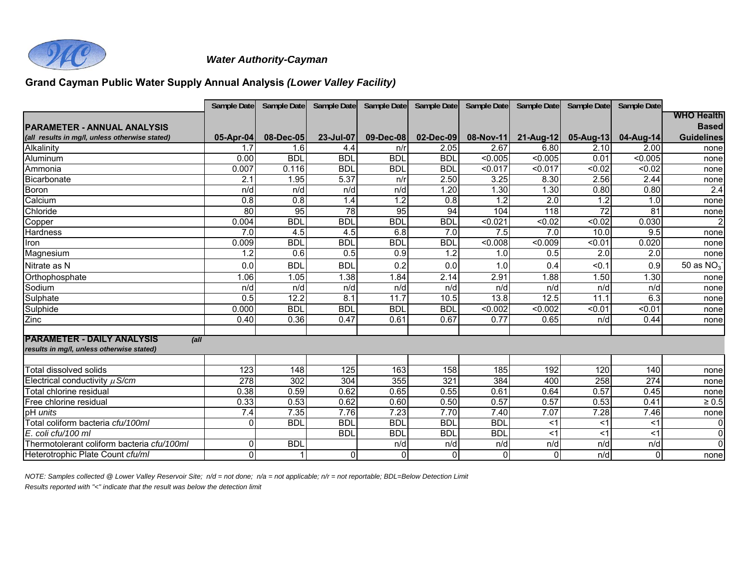*Water Authority-Cayman*

## Grand Cayman Public Water Supply Annual Analysis *(Lower Valley Facility)*

| PARAMETER - ANNUAL ANALYSIS *(all results in mg/l, unless otherwise stated)* | Sample Date 05-Apr-04 | Sample Date 08-Dec-05 | Sample Date 23-Jul-07 | Sample Date 09-Dec-08 | Sample Date 02-Dec-09 | Sample Date 08-Nov-11 | Sample Date 21-Aug-12 | Sample Date 05-Aug-13 | Sample Date 04-Aug-14 | WHO Health Based Guidelines |
|---|---|---|---|---|---|---|---|---|---|---|
| Alkalinity | 1.7 | 1.6 | 4.4 | n/r | 2.05 | 2.67 | 6.80 | 2.10 | 2.00 | none |
| Aluminum | 0.00 | BDL | BDL | BDL | BDL | <0.005 | <0.005 | 0.01 | <0.005 | none |
| Ammonia | 0.007 | 0.116 | BDL | BDL | BDL | <0.017 | <0.017 | <0.02 | <0.02 | none |
| Bicarbonate | 2.1 | 1.95 | 5.37 | n/r | 2.50 | 3.25 | 8.30 | 2.56 | 2.44 | none |
| Boron | n/d | n/d | n/d | n/d | 1.20 | 1.30 | 1.30 | 0.80 | 0.80 | 2.4 |
| Calcium | 0.8 | 0.8 | 1.4 | 1.2 | 0.8 | 1.2 | 2.0 | 1.2 | 1.0 | none |
| Chloride | 80 | 95 | 78 | 95 | 94 | 104 | 118 | 72 | 81 | none |
| Copper | 0.004 | BDL | BDL | BDL | BDL | <0.021 | <0.02 | <0.02 | 0.030 | 2 |
| Hardness | 7.0 | 4.5 | 4.5 | 6.8 | 7.0 | 7.5 | 7.0 | 10.0 | 9.5 | none |
| Iron | 0.009 | BDL | BDL | BDL | BDL | <0.008 | <0.009 | <0.01 | 0.020 | none |
| Magnesium | 1.2 | 0.6 | 0.5 | 0.9 | 1.2 | 1.0 | 0.5 | 2.0 | 2.0 | none |
| Nitrate as N | 0.0 | BDL | BDL | 0.2 | 0.0 | 1.0 | 0.4 | <0.1 | 0.9 | 50 as $NO_3^-$ |
| Orthophosphate | 1.06 | 1.05 | 1.38 | 1.84 | 2.14 | 2.91 | 1.88 | 1.50 | 1.30 | none |
| Sodium | n/d | n/d | n/d | n/d | n/d | n/d | n/d | n/d | n/d | none |
| Sulphate | 0.5 | 12.2 | 8.1 | 11.7 | 10.5 | 13.8 | 12.5 | 11.1 | 6.3 | none |
| Sulphide | 0.000 | BDL | BDL | BDL | BDL | <0.002 | <0.002 | <0.01 | <0.01 | none |
| Zinc | 0.40 | 0.36 | 0.47 | 0.61 | 0.67 | 0.77 | 0.65 | n/d | 0.44 | none |
| **PARAMETER - DAILY ANALYSIS** *(all results in mg/l, unless otherwise stated)* | | | | | | | | | | |
| Total dissolved solids | 123 | 148 | 125 | 163 | 158 | 185 | 192 | 120 | 140 | none |
| Electrical conductivity *μS/cm* | 278 | 302 | 304 | 355 | 321 | 384 | 400 | 258 | 274 | none |
| Total chlorine residual | 0.38 | 0.59 | 0.62 | 0.65 | 0.55 | 0.61 | 0.64 | 0.57 | 0.45 | none |
| Free chlorine residual | 0.33 | 0.53 | 0.62 | 0.60 | 0.50 | 0.57 | 0.57 | 0.53 | 0.41 | ≥ 0.5 |
| pH *units* | 7.4 | 7.35 | 7.76 | 7.23 | 7.70 | 7.40 | 7.07 | 7.28 | 7.46 | none |
| Total coliform bacteria *cfu/100ml* | 0 | BDL | BDL | BDL | BDL | BDL | <1 | <1 | <1 | 0 |
| *E. coli cfu/100 ml* | | | BDL | BDL | BDL | BDL | <1 | <1 | <1 | 0 |
| Thermotolerant coliform bacteria *cfu/100ml* | 0 | BDL | | n/d | n/d | n/d | n/d | n/d | n/d | 0 |
| Heterotrophic Plate Count *cfu/ml* | 0 | 1 | 0 | 0 | 0 | 0 | 0 | n/d | 0 | none |

*NOTE: Samples collected @ Lower Valley Reservoir Site; n/d = not done; n/a = not applicable; n/r = not reportable; BDL=Below Detection Limit*

*Results reported with "<" indicate that the result was below the detection limit*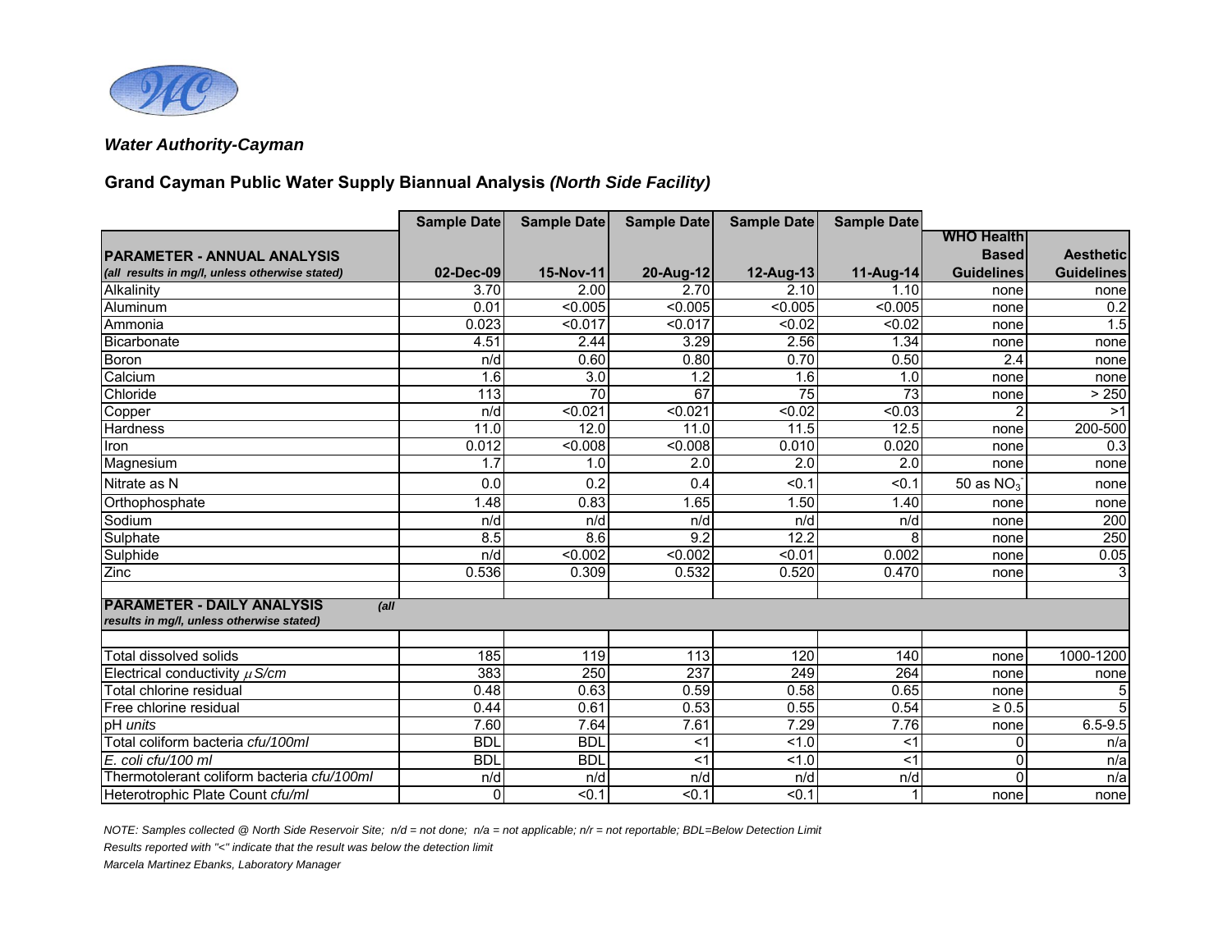*Water Authority-Cayman*

## Grand Cayman Public Water Supply Biannual Analysis *(North Side Facility)*

| PARAMETER - ANNUAL ANALYSIS *(all results in mg/l, unless otherwise stated)* | Sample Date 02-Dec-09 | Sample Date 15-Nov-11 | Sample Date 20-Aug-12 | Sample Date 12-Aug-13 | Sample Date 11-Aug-14 | WHO Health Based Guidelines | Aesthetic Guidelines |
|---|---|---|---|---|---|---|---|
| Alkalinity | 3.70 | 2.00 | 2.70 | 2.10 | 1.10 | none | none |
| Aluminum | 0.01 | <0.005 | <0.005 | <0.005 | <0.005 | none | 0.2 |
| Ammonia | 0.023 | <0.017 | <0.017 | <0.02 | <0.02 | none | 1.5 |
| Bicarbonate | 4.51 | 2.44 | 3.29 | 2.56 | 1.34 | none | none |
| Boron | n/d | 0.60 | 0.80 | 0.70 | 0.50 | 2.4 | none |
| Calcium | 1.6 | 3.0 | 1.2 | 1.6 | 1.0 | none | none |
| Chloride | 113 | 70 | 67 | 75 | 73 | none | > 250 |
| Copper | n/d | <0.021 | <0.021 | <0.02 | <0.03 | 2 | >1 |
| Hardness | 11.0 | 12.0 | 11.0 | 11.5 | 12.5 | none | 200-500 |
| Iron | 0.012 | <0.008 | <0.008 | 0.010 | 0.020 | none | 0.3 |
| Magnesium | 1.7 | 1.0 | 2.0 | 2.0 | 2.0 | none | none |
| Nitrate as N | 0.0 | 0.2 | 0.4 | <0.1 | <0.1 | 50 as $NO_3^-$ | none |
| Orthophosphate | 1.48 | 0.83 | 1.65 | 1.50 | 1.40 | none | none |
| Sodium | n/d | n/d | n/d | n/d | n/d | none | 200 |
| Sulphate | 8.5 | 8.6 | 9.2 | 12.2 | 8 | none | 250 |
| Sulphide | n/d | <0.002 | <0.002 | <0.01 | 0.002 | none | 0.05 |
| Zinc | 0.536 | 0.309 | 0.532 | 0.520 | 0.470 | none | 3 |
| | | | | | | | |
| **PARAMETER - DAILY ANALYSIS** *(all results in mg/l, unless otherwise stated)* | | | | | | | |
| | | | | | | | |
| Total dissolved solids | 185 | 119 | 113 | 120 | 140 | none | 1000-1200 |
| Electrical conductivity *$\mu$S/cm* | 383 | 250 | 237 | 249 | 264 | none | none |
| Total chlorine residual | 0.48 | 0.63 | 0.59 | 0.58 | 0.65 | none | 5 |
| Free chlorine residual | 0.44 | 0.61 | 0.53 | 0.55 | 0.54 | ≥ 0.5 | 5 |
| pH *units* | 7.60 | 7.64 | 7.61 | 7.29 | 7.76 | none | 6.5-9.5 |
| Total coliform bacteria *cfu/100ml* | BDL | BDL | <1 | <1.0 | <1 | 0 | n/a |
| *E. coli cfu/100 ml* | BDL | BDL | <1 | <1.0 | <1 | 0 | n/a |
| Thermotolerant coliform bacteria *cfu/100ml* | n/d | n/d | n/d | n/d | n/d | 0 | n/a |
| Heterotrophic Plate Count *cfu/ml* | 0 | <0.1 | <0.1 | <0.1 | 1 | none | none |

*NOTE: Samples collected @ North Side Reservoir Site; n/d = not done; n/a = not applicable; n/r = not reportable; BDL=Below Detection Limit*

*Results reported with "<" indicate that the result was below the detection limit*

*Marcela Martinez Ebanks, Laboratory Manager*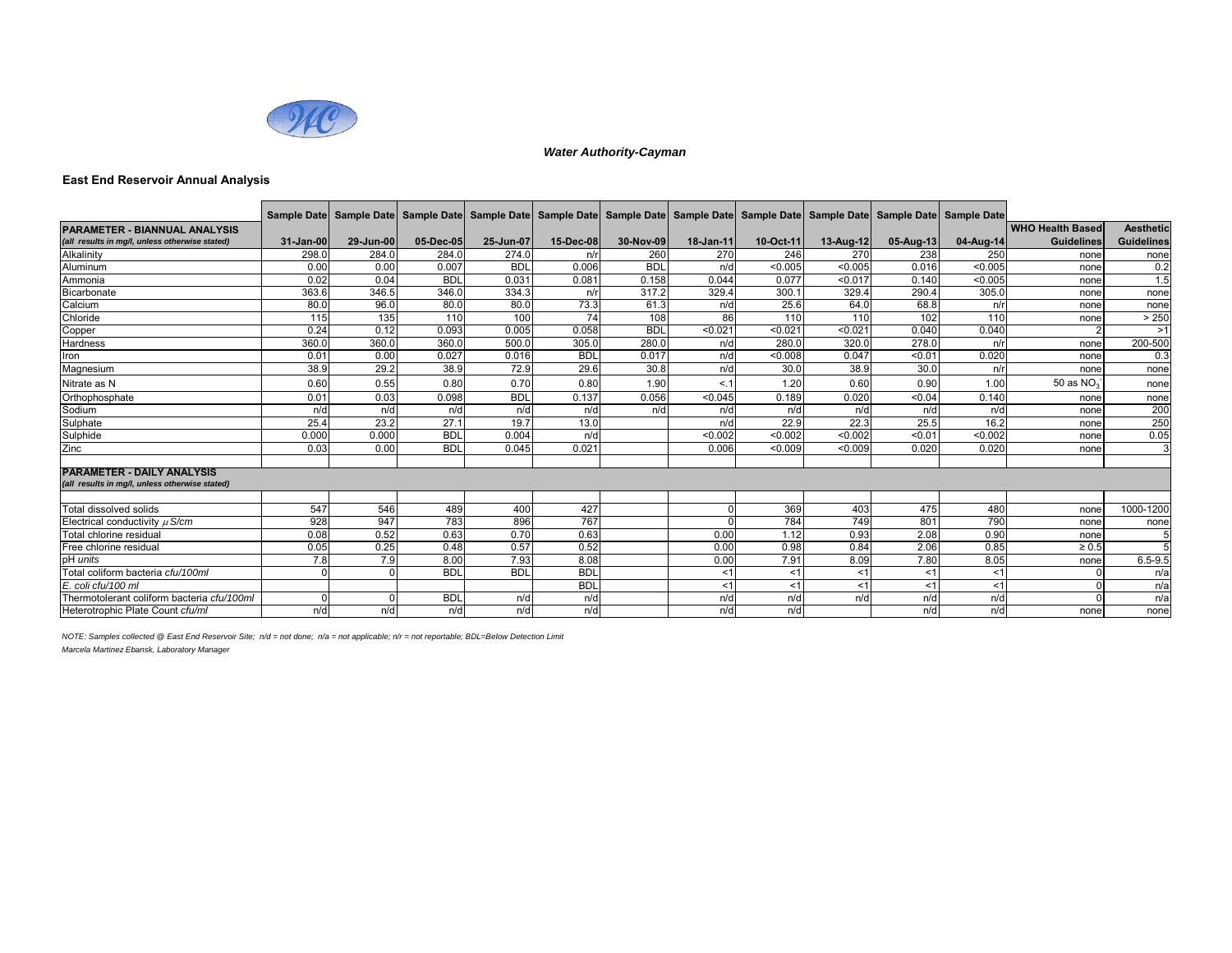*Water Authority-Cayman*

**East End Reservoir Annual Analysis**

| | Sample Date | Sample Date | Sample Date | Sample Date | Sample Date | Sample Date | Sample Date | Sample Date | Sample Date | Sample Date | Sample Date | | |
|---|---|---|---|---|---|---|---|---|---|---|---|---|---|
| **PARAMETER - BIANNUAL ANALYSIS** *(all results in mg/l, unless otherwise stated)* | **31-Jan-00** | **29-Jun-00** | **05-Dec-05** | **25-Jun-07** | **15-Dec-08** | **30-Nov-09** | **18-Jan-11** | **10-Oct-11** | **13-Aug-12** | **05-Aug-13** | **04-Aug-14** | **WHO Health Based Guidelines** | **Aesthetic Guidelines** |
| Alkalinity | 298.0 | 284.0 | 284.0 | 274.0 | n/r | 260 | 270 | 246 | 270 | 238 | 250 | none | none |
| Aluminum | 0.00 | 0.00 | 0.007 | BDL | 0.006 | BDL | n/d | <0.005 | <0.005 | 0.016 | <0.005 | none | 0.2 |
| Ammonia | 0.02 | 0.04 | BDL | 0.031 | 0.081 | 0.158 | 0.044 | 0.077 | <0.017 | 0.140 | <0.005 | none | 1.5 |
| Bicarbonate | 363.6 | 346.5 | 346.0 | 334.3 | n/r | 317.2 | 329.4 | 300.1 | 329.4 | 290.4 | 305.0 | none | none |
| Calcium | 80.0 | 96.0 | 80.0 | 80.0 | 73.3 | 61.3 | n/d | 25.6 | 64.0 | 68.8 | n/r | none | none |
| Chloride | 115 | 135 | 110 | 100 | 74 | 108 | 86 | 110 | 110 | 102 | 110 | none | > 250 |
| Copper | 0.24 | 0.12 | 0.093 | 0.005 | 0.058 | BDL | <0.021 | <0.021 | <0.021 | 0.040 | 0.040 | 2 | >1 |
| Hardness | 360.0 | 360.0 | 360.0 | 500.0 | 305.0 | 280.0 | n/d | 280.0 | 320.0 | 278.0 | n/r | none | 200-500 |
| Iron | 0.01 | 0.00 | 0.027 | 0.016 | BDL | 0.017 | n/d | <0.008 | 0.047 | <0.01 | 0.020 | none | 0.3 |
| Magnesium | 38.9 | 29.2 | 38.9 | 72.9 | 29.6 | 30.8 | n/d | 30.0 | 38.9 | 30.0 | n/r | none | none |
| Nitrate as N | 0.60 | 0.55 | 0.80 | 0.70 | 0.80 | 1.90 | <.1 | 1.20 | 0.60 | 0.90 | 1.00 | 50 as $NO_3$ | none |
| Orthophosphate | 0.01 | 0.03 | 0.098 | BDL | 0.137 | 0.056 | <0.045 | 0.189 | 0.020 | <0.04 | 0.140 | none | none |
| Sodium | n/d | n/d | n/d | n/d | n/d | n/d | n/d | n/d | n/d | n/d | n/d | none | 200 |
| Sulphate | 25.4 | 23.2 | 27.1 | 19.7 | 13.0 | | n/d | 22.9 | 22.3 | 25.5 | 16.2 | none | 250 |
| Sulphide | 0.000 | 0.000 | BDL | 0.004 | n/d | | <0.002 | <0.002 | <0.002 | <0.01 | <0.002 | none | 0.05 |
| Zinc | 0.03 | 0.00 | BDL | 0.045 | 0.021 | | 0.006 | <0.009 | <0.009 | 0.020 | 0.020 | none | 3 |
| **PARAMETER - DAILY ANALYSIS** *(all results in mg/l, unless otherwise stated)* | | | | | | | | | | | | | |
| Total dissolved solids | 547 | 546 | 489 | 400 | 427 | | 0 | 369 | 403 | 475 | 480 | none | 1000-1200 |
| Electrical conductivity *μ S/cm* | 928 | 947 | 783 | 896 | 767 | | 0 | 784 | 749 | 801 | 790 | none | none |
| Total chlorine residual | 0.08 | 0.52 | 0.63 | 0.70 | 0.63 | | 0.00 | 1.12 | 0.93 | 2.08 | 0.90 | none | 5 |
| Free chlorine residual | 0.05 | 0.25 | 0.48 | 0.57 | 0.52 | | 0.00 | 0.98 | 0.84 | 2.06 | 0.85 | ≥ 0.5 | 5 |
| pH *units* | 7.8 | 7.9 | 8.00 | 7.93 | 8.08 | | 0.00 | 7.91 | 8.09 | 7.80 | 8.05 | none | 6.5-9.5 |
| Total coliform bacteria *cfu/100ml* | 0 | 0 | BDL | BDL | BDL | | <1 | <1 | <1 | <1 | <1 | 0 | n/a |
| *E. coli cfu/100 ml* | | | | | BDL | | <1 | <1 | <1 | <1 | <1 | 0 | n/a |
| Thermotolerant coliform bacteria *cfu/100ml* | 0 | 0 | BDL | n/d | n/d | | n/d | n/d | n/d | n/d | n/d | 0 | n/a |
| Heterotrophic Plate Count *cfu/ml* | n/d | n/d | n/d | n/d | n/d | | n/d | n/d | | n/d | n/d | none | none |

*NOTE: Samples collected @ East End Reservoir Site; n/d = not done; n/a = not applicable; n/r = not reportable; BDL=Below Detection Limit*

*Marcela Martinez Ebansk, Laboratory Manager*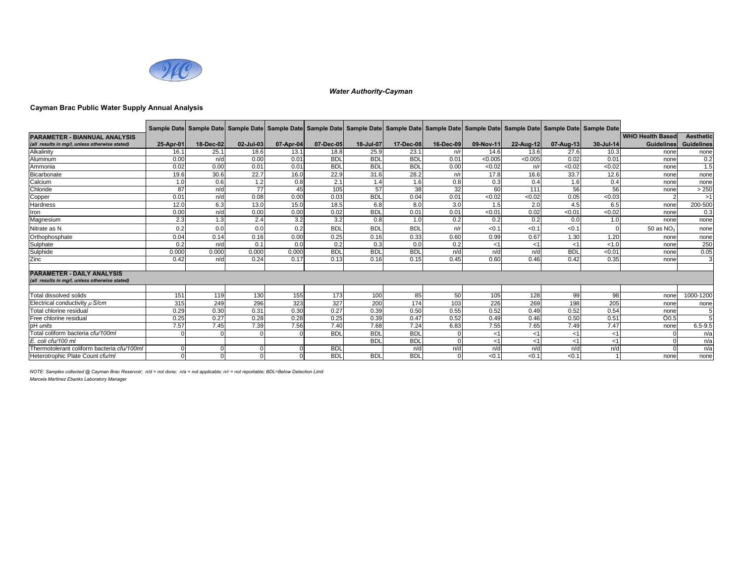*Water Authority-Cayman*

**Cayman Brac Public Water Supply Annual Analysis**

| | Sample Date | Sample Date | Sample Date | Sample Date | Sample Date | Sample Date | Sample Date | Sample Date | Sample Date | Sample Date | Sample Date | Sample Date | | |
|---|---|---|---|---|---|---|---|---|---|---|---|---|---|---|
| **PARAMETER - BIANNUAL ANALYSIS** *(all results in mg/l, unless otherwise stated)* | **25-Apr-01** | **18-Dec-02** | **02-Jul-03** | **07-Apr-04** | **07-Dec-05** | **18-Jul-07** | **17-Dec-08** | **16-Dec-09** | **09-Nov-11** | **22-Aug-12** | **07-Aug-13** | **30-Jul-14** | **WHO Health Based Guidelines** | **Aesthetic Guidelines** |
| Alkalinity | 16.1 | 25.1 | 18.6 | 13.1 | 18.8 | 25.9 | 23.1 | n/r | 14.6 | 13.6 | 27.6 | 10.3 | none | none |
| Aluminum | 0.00 | n/d | 0.00 | 0.01 | BDL | BDL | BDL | 0.01 | <0.005 | <0.005 | 0.02 | 0.01 | none | 0.2 |
| Ammonia | 0.02 | 0.00 | 0.01 | 0.01 | BDL | BDL | BDL | 0.00 | <0.02 | n/r | <0.02 | <0.02 | none | 1.5 |
| Bicarbonate | 19.6 | 30.6 | 22.7 | 16.0 | 22.9 | 31.6 | 28.2 | n/r | 17.8 | 16.6 | 33.7 | 12.6 | none | none |
| Calcium | 1.0 | 0.6 | 1.2 | 0.8 | 2.1 | 1.4 | 1.6 | 0.8 | 0.3 | 0.4 | 1.6 | 0.4 | none | none |
| Chloride | 87 | n/d | 77 | 45 | 105 | 57 | 38 | 32 | 60 | 111 | 56 | 56 | none | > 250 |
| Copper | 0.01 | n/d | 0.08 | 0.00 | 0.03 | BDL | 0.04 | 0.01 | <0.02 | <0.02 | 0.05 | <0.03 | 2 | >1 |
| Hardness | 12.0 | 6.3 | 13.0 | 15.0 | 18.5 | 6.8 | 8.0 | 3.0 | 1.5 | 2.0 | 4.5 | 6.5 | none | 200-500 |
| Iron | 0.00 | n/d | 0.00 | 0.00 | 0.02 | BDL | 0.01 | 0.01 | <0.01 | 0.02 | <0.01 | <0.02 | none | 0.3 |
| Magnesium | 2.3 | 1.3 | 2.4 | 3.2 | 3.2 | 0.8 | 1.0 | 0.2 | 0.2 | 0.2 | 0.0 | 1.0 | none | none |
| Nitrate as N | 0.2 | 0.0 | 0.0 | 0.2 | BDL | BDL | BDL | n/r | <0.1 | <0.1 | <0.1 | 0 | 50 as $NO_3^-$ | none |
| Orthophosphate | 0.04 | 0.14 | 0.16 | 0.00 | 0.25 | 0.16 | 0.33 | 0.60 | 0.99 | 0.67 | 1.30 | 1.20 | none | none |
| Sulphate | 0.2 | n/d | 0.1 | 0.0 | 0.2 | 0.3 | 0.0 | 0.2 | <1 | <1 | <1 | <1.0 | none | 250 |
| Sulphide | 0.000 | 0.000 | 0.000 | 0.000 | BDL | BDL | BDL | n/d | n/d | n/d | BDL | <0.01 | none | 0.05 |
| Zinc | 0.42 | n/d | 0.24 | 0.17 | 0.13 | 0.16 | 0.15 | 0.45 | 0.60 | 0.46 | 0.42 | 0.35 | none | 3 |
| **PARAMETER - DAILY ANALYSIS** *(all results in mg/l, unless otherwise stated)* | | | | | | | | | | | | | | |
| Total dissolved solids | 151 | 119 | 130 | 155 | 173 | 100 | 85 | 50 | 105 | 128 | 99 | 98 | none | 1000-1200 |
| Electrical conductivity *µ S/cm* | 315 | 249 | 296 | 323 | 327 | 200 | 174 | 103 | 226 | 269 | 198 | 205 | none | none |
| Total chlorine residual | 0.29 | 0.30 | 0.31 | 0.30 | 0.27 | 0.39 | 0.50 | 0.55 | 0.52 | 0.49 | 0.52 | 0.54 | none | 5 |
| Free chlorine residual | 0.25 | 0.27 | 0.28 | 0.28 | 0.25 | 0.39 | 0.47 | 0.52 | 0.49 | 0.46 | 0.50 | 0.51 | O0.5 | 5 |
| pH *units* | 7.57 | 7.45 | 7.39 | 7.56 | 7.40 | 7.68 | 7.24 | 6.83 | 7.55 | 7.65 | 7.49 | 7.47 | none | 6.5-9.5 |
| Total coliform bacteria *cfu/100ml* | 0 | 0 | 0 | 0 | BDL | BDL | BDL | 0 | <1 | <1 | <1 | <1 | 0 | n/a |
| *E. coli cfu/100 ml* | | | | | | BDL | BDL | 0 | <1 | <1 | <1 | <1 | 0 | n/a |
| Thermotolerant coliform bacteria *cfu/100ml* | 0 | 0 | 0 | 0 | BDL | | n/d | n/d | n/d | n/d | n/d | n/d | 0 | n/a |
| Heterotrophic Plate Count *cfu/ml* | 0 | 0 | 0 | 0 | BDL | BDL | BDL | 0 | <0.1 | <0.1 | <0.1 | 1 | none | none |

*NOTE: Samples collected @ Cayman Brac Reservoir; n/d = not done; n/a = not applicable; n/r = not reportable; BDL=Below Detection Limit*

*Marcela Martinez Ebanks Laboratory Manager*